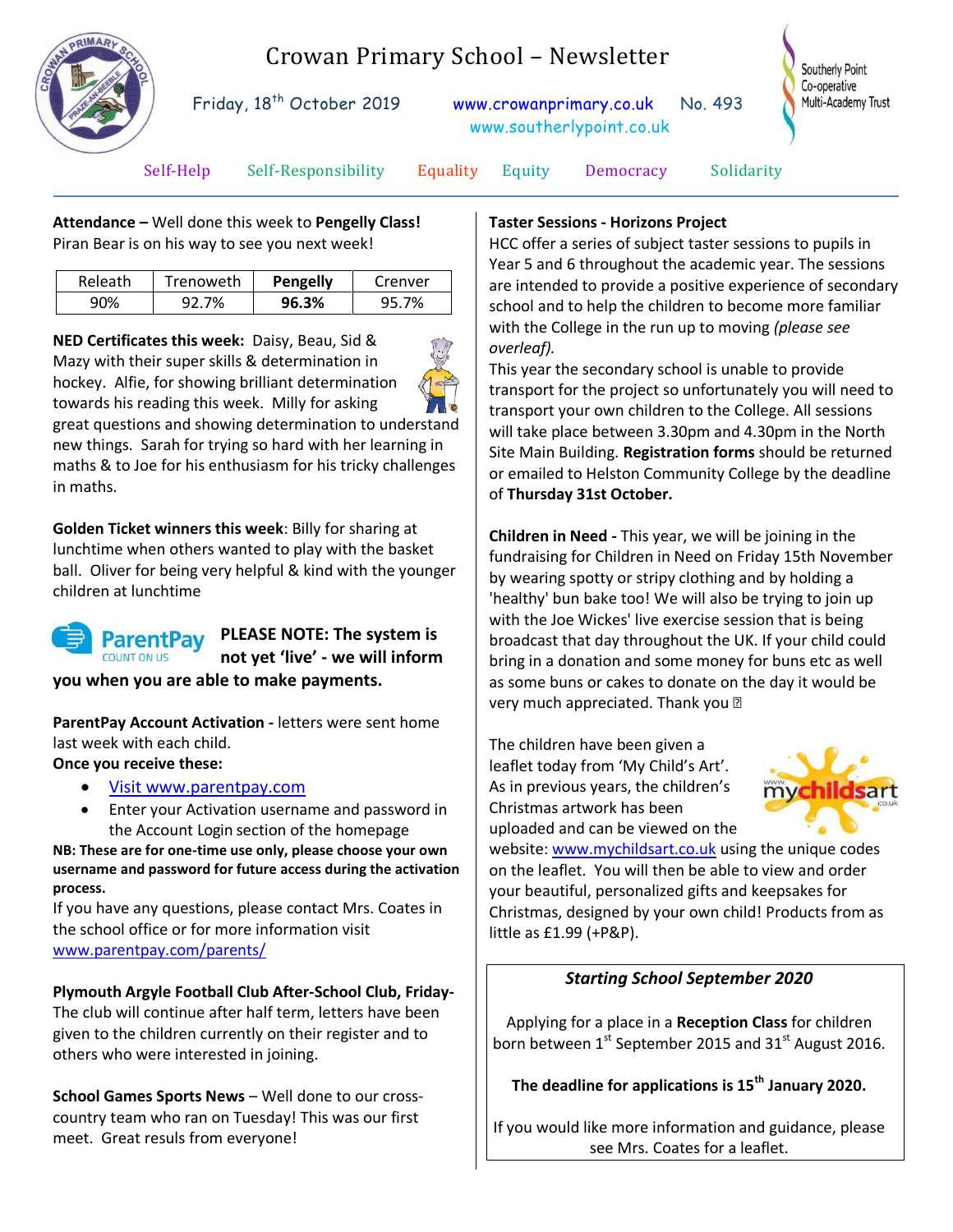# Crowan Primary School – Newsletter

Friday, 18th October 2019 | www.crowanprimary.co.uk | No. 493
www.southerlypoint.co.uk

Southerly Point Co-operative Multi-Academy Trust

Self-Help | Self-Responsibility | Equality | Equity | Democracy | Solidarity

**Attendance –** Well done this week to **Pengelly Class!** Piran Bear is on his way to see you next week!

| Releath | Trenoweth | **Pengelly** | Crenver |
|---|---|---|---|
| 90% | 92.7% | **96.3%** | 95.7% |

**NED Certificates this week:** Daisy, Beau, Sid & Mazy with their super skills & determination in hockey. Alfie, for showing brilliant determination towards his reading this week. Milly for asking great questions and showing determination to understand new things. Sarah for trying so hard with her learning in maths & to Joe for his enthusiasm for his tricky challenges in maths.

**Golden Ticket winners this week**: Billy for sharing at lunchtime when others wanted to play with the basket ball. Oliver for being very helpful & kind with the younger children at lunchtime

ParentPay COUNT ON US **PLEASE NOTE: The system is not yet 'live' - we will inform you when you are able to make payments.**

**ParentPay Account Activation -** letters were sent home last week with each child.
**Once you receive these:**

- Visit www.parentpay.com
- Enter your Activation username and password in the Account Login section of the homepage

**NB: These are for one-time use only, please choose your own username and password for future access during the activation process.**
If you have any questions, please contact Mrs. Coates in the school office or for more information visit www.parentpay.com/parents/

**Plymouth Argyle Football Club After-School Club, Friday-** The club will continue after half term, letters have been given to the children currently on their register and to others who were interested in joining.

**School Games Sports News** – Well done to our cross-country team who ran on Tuesday! This was our first meet. Great resuls from everyone!

**Taster Sessions - Horizons Project**
HCC offer a series of subject taster sessions to pupils in Year 5 and 6 throughout the academic year. The sessions are intended to provide a positive experience of secondary school and to help the children to become more familiar with the College in the run up to moving *(please see overleaf).*
This year the secondary school is unable to provide transport for the project so unfortunately you will need to transport your own children to the College. All sessions will take place between 3.30pm and 4.30pm in the North Site Main Building. **Registration forms** should be returned or emailed to Helston Community College by the deadline of **Thursday 31st October.**

**Children in Need -** This year, we will be joining in the fundraising for Children in Need on Friday 15th November by wearing spotty or stripy clothing and by holding a 'healthy' bun bake too! We will also be trying to join up with the Joe Wickes' live exercise session that is being broadcast that day throughout the UK. If your child could bring in a donation and some money for buns etc as well as some buns or cakes to donate on the day it would be very much appreciated. Thank you

The children have been given a leaflet today from 'My Child's Art'. As in previous years, the children's Christmas artwork has been uploaded and can be viewed on the website: www.mychildsart.co.uk using the unique codes on the leaflet. You will then be able to view and order your beautiful, personalized gifts and keepsakes for Christmas, designed by your own child! Products from as little as £1.99 (+P&P).

***Starting School September 2020***

Applying for a place in a **Reception Class** for children born between 1st September 2015 and 31st August 2016.

**The deadline for applications is 15th January 2020.**

If you would like more information and guidance, please see Mrs. Coates for a leaflet.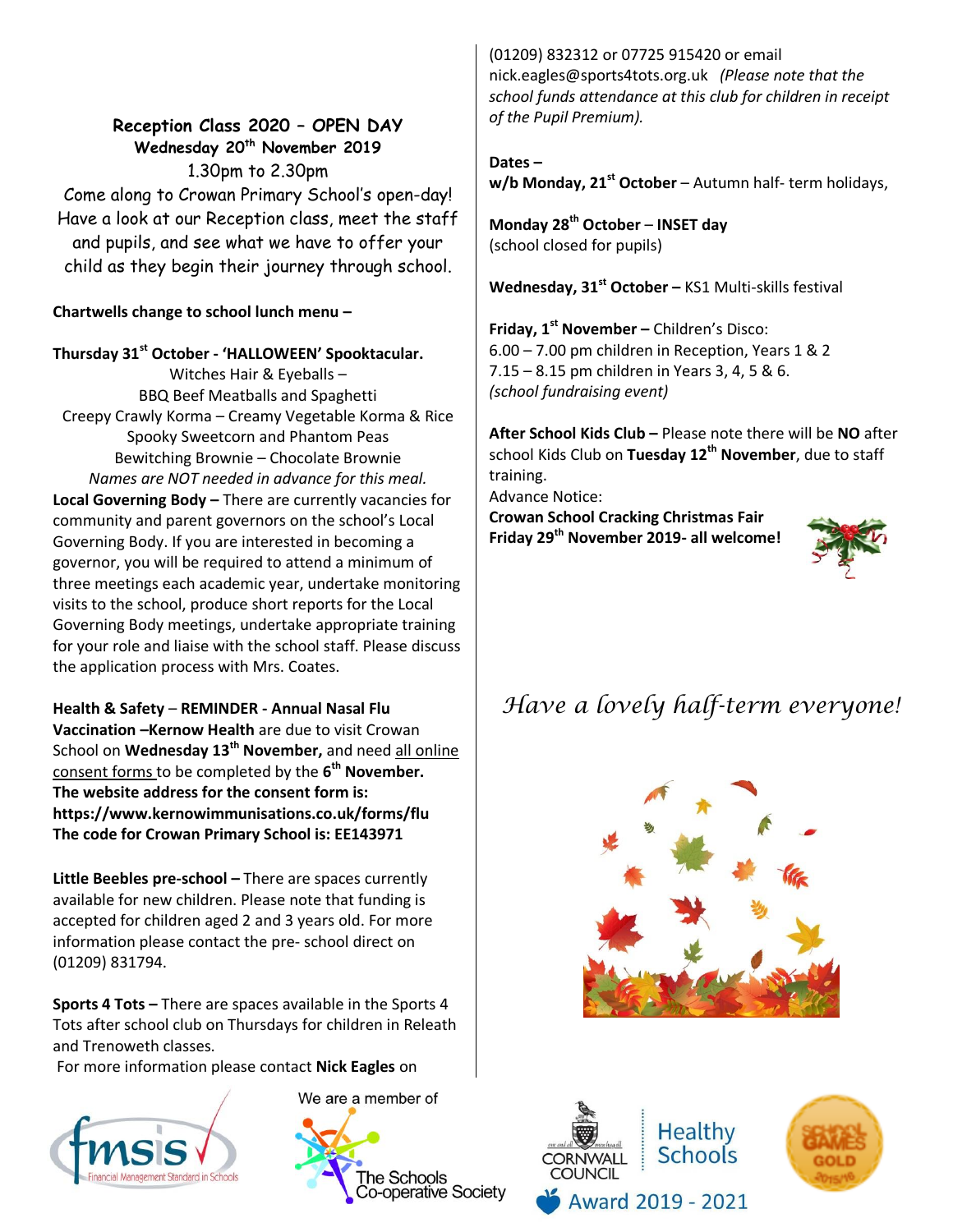**Reception Class 2020 – OPEN DAY**
**Wednesday 20th November 2019**
1.30pm to 2.30pm

Come along to Crowan Primary School's open-day! Have a look at our Reception class, meet the staff and pupils, and see what we have to offer your child as they begin their journey through school.

**Chartwells change to school lunch menu –**

**Thursday 31st October - 'HALLOWEEN' Spooktacular.**
Witches Hair & Eyeballs –
BBQ Beef Meatballs and Spaghetti
Creepy Crawly Korma – Creamy Vegetable Korma & Rice
Spooky Sweetcorn and Phantom Peas
Bewitching Brownie – Chocolate Brownie
*Names are NOT needed in advance for this meal.*

**Local Governing Body –** There are currently vacancies for community and parent governors on the school's Local Governing Body. If you are interested in becoming a governor, you will be required to attend a minimum of three meetings each academic year, undertake monitoring visits to the school, produce short reports for the Local Governing Body meetings, undertake appropriate training for your role and liaise with the school staff. Please discuss the application process with Mrs. Coates.

**Health & Safety** – **REMINDER - Annual Nasal Flu Vaccination –Kernow Health** are due to visit Crowan School on **Wednesday 13th November,** and need all online consent forms to be completed by the **6th November.**
**The website address for the consent form is:**
**https://www.kernowimmunisations.co.uk/forms/flu**
**The code for Crowan Primary School is: EE143971**

**Little Beebles pre-school –** There are spaces currently available for new children. Please note that funding is accepted for children aged 2 and 3 years old. For more information please contact the pre- school direct on (01209) 831794.

**Sports 4 Tots –** There are spaces available in the Sports 4 Tots after school club on Thursdays for children in Releath and Trenoweth classes.
For more information please contact **Nick Eagles** on (01209) 832312 or 07725 915420 or email nick.eagles@sports4tots.org.uk *(Please note that the school funds attendance at this club for children in receipt of the Pupil Premium).*

**Dates –**
**w/b Monday, 21st October** – Autumn half- term holidays,

**Monday 28th October** – **INSET day**
(school closed for pupils)

**Wednesday, 31st October –** KS1 Multi-skills festival

**Friday, 1st November –** Children's Disco:
6.00 – 7.00 pm children in Reception, Years 1 & 2
7.15 – 8.15 pm children in Years 3, 4, 5 & 6.
*(school fundraising event)*

**After School Kids Club –** Please note there will be **NO** after school Kids Club on **Tuesday 12th November**, due to staff training.

Advance Notice:
**Crowan School Cracking Christmas Fair**
**Friday 29th November 2019- all welcome!**

*Have a lovely half-term everyone!*

We are a member of The Schools Co-operative Society

Healthy Schools Award 2019 - 2021